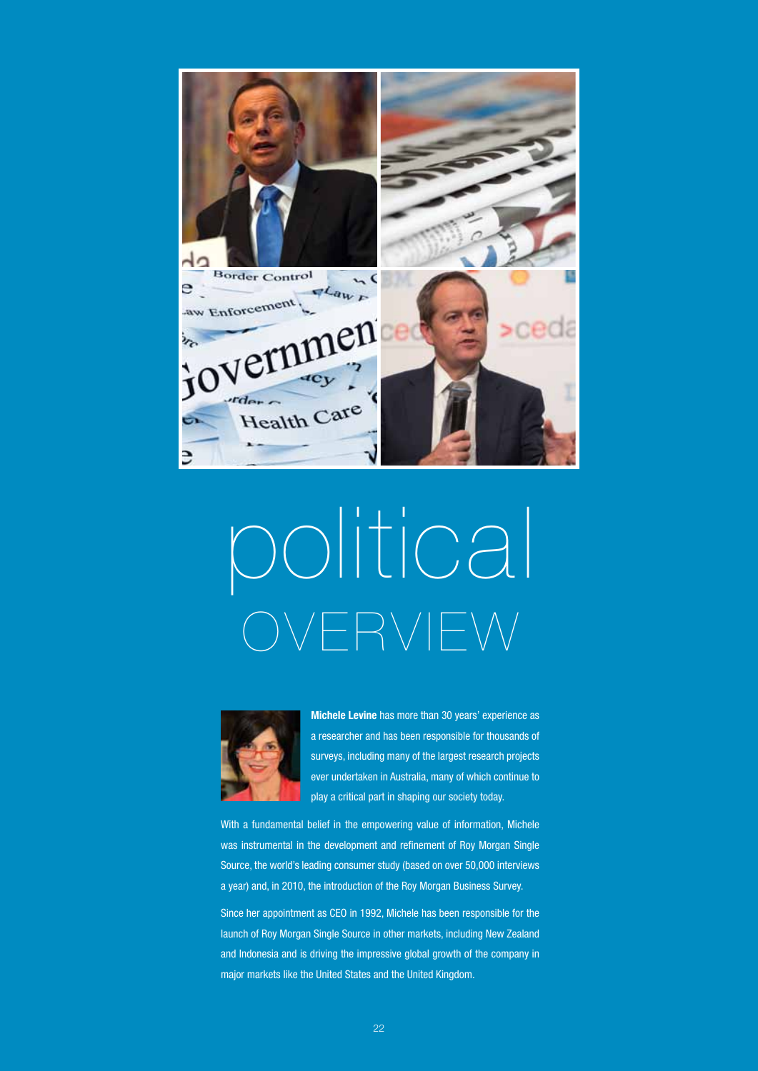# political OVERVIEW

**Michele Levine** has more than 30 years' experience as a researcher and has been responsible for thousands of surveys, including many of the largest research projects ever undertaken in Australia, many of which continue to play a critical part in shaping our society today.

With a fundamental belief in the empowering value of information, Michele was instrumental in the development and refinement of Roy Morgan Single Source, the world's leading consumer study (based on over 50,000 interviews a year) and, in 2010, the introduction of the Roy Morgan Business Survey.

Since her appointment as CEO in 1992, Michele has been responsible for the launch of Roy Morgan Single Source in other markets, including New Zealand and Indonesia and is driving the impressive global growth of the company in major markets like the United States and the United Kingdom.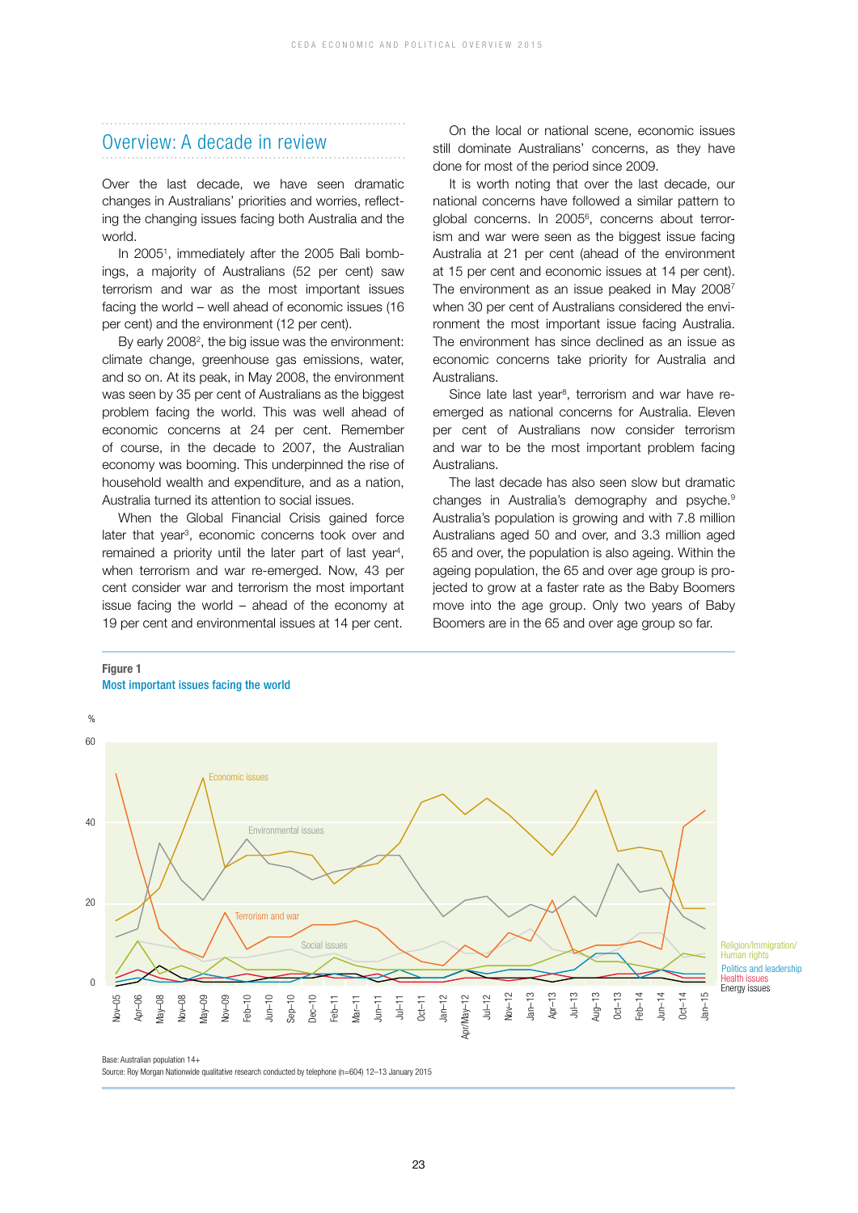## Overview: A decade in review

Over the last decade, we have seen dramatic changes in Australians' priorities and worries, reflecting the changing issues facing both Australia and the world.

In 2005[1], immediately after the 2005 Bali bombings, a majority of Australians (52 per cent) saw terrorism and war as the most important issues facing the world – well ahead of economic issues (16 per cent) and the environment (12 per cent).

By early 2008[2], the big issue was the environment: climate change, greenhouse gas emissions, water, and so on. At its peak, in May 2008, the environment was seen by 35 per cent of Australians as the biggest problem facing the world. This was well ahead of economic concerns at 24 per cent. Remember of course, in the decade to 2007, the Australian economy was booming. This underpinned the rise of household wealth and expenditure, and as a nation, Australia turned its attention to social issues.

When the Global Financial Crisis gained force later that year[3], economic concerns took over and remained a priority until the later part of last year[4], when terrorism and war re-emerged. Now, 43 per cent consider war and terrorism the most important issue facing the world – ahead of the economy at 19 per cent and environmental issues at 14 per cent.

On the local or national scene, economic issues still dominate Australians' concerns, as they have done for most of the period since 2009.

It is worth noting that over the last decade, our national concerns have followed a similar pattern to global concerns. In 2005[6], concerns about terrorism and war were seen as the biggest issue facing Australia at 21 per cent (ahead of the environment at 15 per cent and economic issues at 14 per cent). The environment as an issue peaked in May 2008[7] when 30 per cent of Australians considered the environment the most important issue facing Australia. The environment has since declined as an issue as economic concerns take priority for Australia and Australians.

Since late last year[8], terrorism and war have re-emerged as national concerns for Australia. Eleven per cent of Australians now consider terrorism and war to be the most important problem facing Australians.

The last decade has also seen slow but dramatic changes in Australia's demography and psyche.[9] Australia's population is growing and with 7.8 million Australians aged 50 and over, and 3.3 million aged 65 and over, the population is also ageing. Within the ageing population, the 65 and over age group is projected to grow at a faster rate as the Baby Boomers move into the age group. Only two years of Baby Boomers are in the 65 and over age group so far.

**Figure 1**
**Most important issues facing the world**

[Line chart, % (0–60), Nov-05 to Jan-15. Series: Economic issues, Environmental issues, Terrorism and war, Social issues, Religion/Immigration/Human rights, Politics and leadership, Health issues, Energy issues.]

Base: Australian population 14+
Source: Roy Morgan Nationwide qualitative research conducted by telephone (n=604) 12–13 January 2015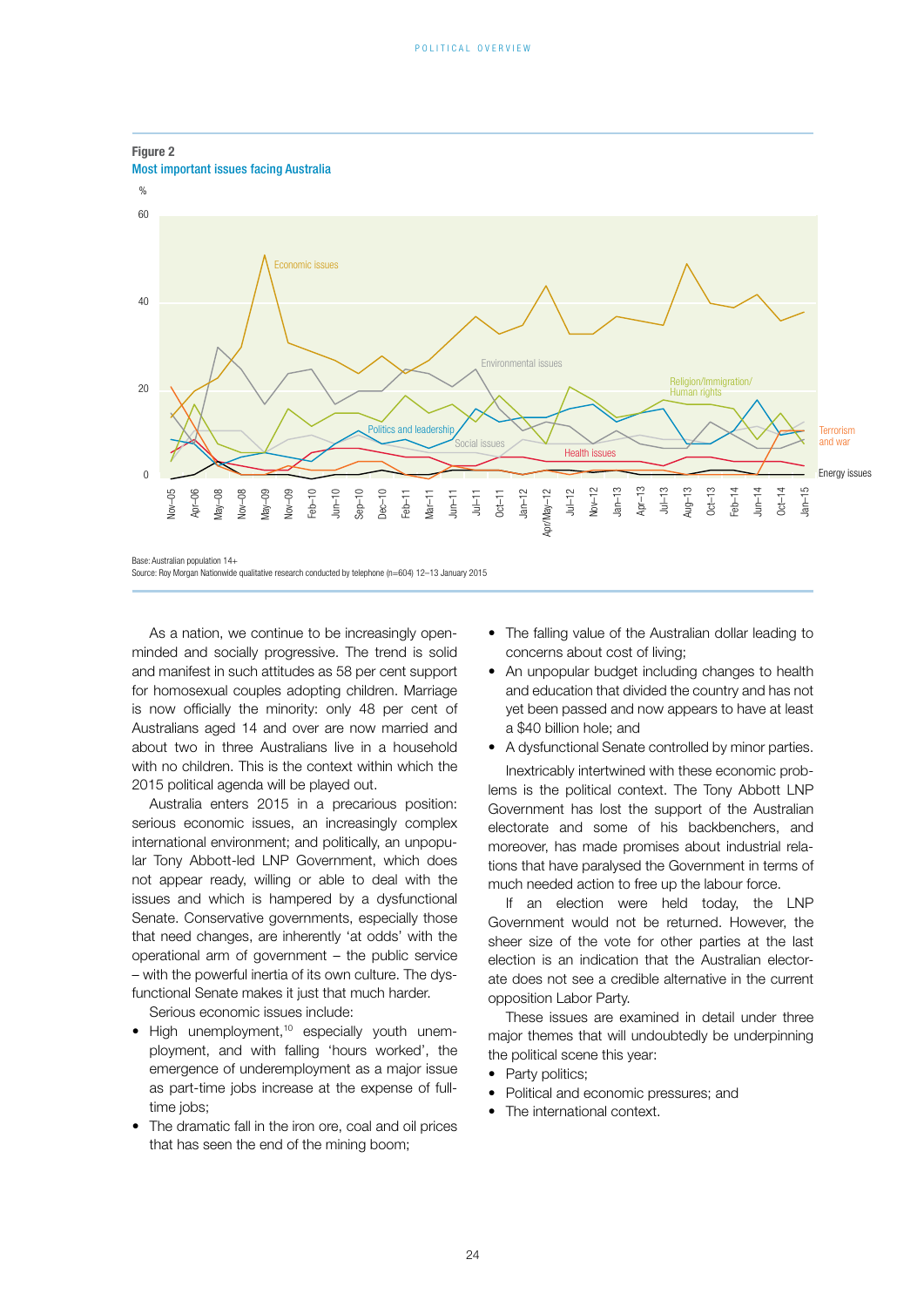**Figure 2**
**Most important issues facing Australia**

Base: Australian population 14+
Source: Roy Morgan Nationwide qualitative research conducted by telephone (n=604) 12–13 January 2015

As a nation, we continue to be increasingly open-minded and socially progressive. The trend is solid and manifest in such attitudes as 58 per cent support for homosexual couples adopting children. Marriage is now officially the minority: only 48 per cent of Australians aged 14 and over are now married and about two in three Australians live in a household with no children. This is the context within which the 2015 political agenda will be played out.

Australia enters 2015 in a precarious position: serious economic issues, an increasingly complex international environment; and politically, an unpopular Tony Abbott-led LNP Government, which does not appear ready, willing or able to deal with the issues and which is hampered by a dysfunctional Senate. Conservative governments, especially those that need changes, are inherently 'at odds' with the operational arm of government – the public service – with the powerful inertia of its own culture. The dysfunctional Senate makes it just that much harder.

Serious economic issues include:

- High unemployment,[10] especially youth unemployment, and with falling 'hours worked', the emergence of underemployment as a major issue as part-time jobs increase at the expense of full-time jobs;
- The dramatic fall in the iron ore, coal and oil prices that has seen the end of the mining boom;
- The falling value of the Australian dollar leading to concerns about cost of living;
- An unpopular budget including changes to health and education that divided the country and has not yet been passed and now appears to have at least a $40 billion hole; and
- A dysfunctional Senate controlled by minor parties.

Inextricably intertwined with these economic problems is the political context. The Tony Abbott LNP Government has lost the support of the Australian electorate and some of his backbenchers, and moreover, has made promises about industrial relations that have paralysed the Government in terms of much needed action to free up the labour force.

If an election were held today, the LNP Government would not be returned. However, the sheer size of the vote for other parties at the last election is an indication that the Australian electorate does not see a credible alternative in the current opposition Labor Party.

These issues are examined in detail under three major themes that will undoubtedly be underpinning the political scene this year:

- Party politics;
- Political and economic pressures; and
- The international context.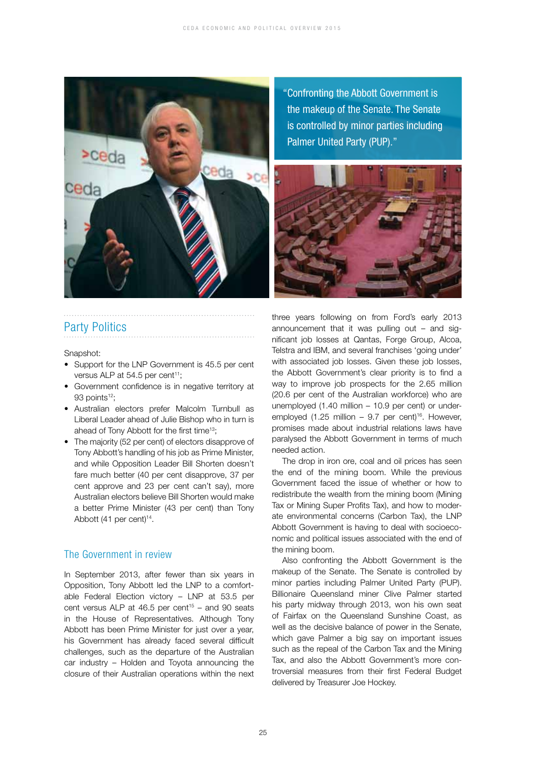> "Confronting the Abbott Government is the makeup of the Senate. The Senate is controlled by minor parties including Palmer United Party (PUP)."

## Party Politics

Snapshot:

- Support for the LNP Government is 45.5 per cent versus ALP at 54.5 per cent[11];
- Government confidence is in negative territory at 93 points[12];
- Australian electors prefer Malcolm Turnbull as Liberal Leader ahead of Julie Bishop who in turn is ahead of Tony Abbott for the first time[13];
- The majority (52 per cent) of electors disapprove of Tony Abbott's handling of his job as Prime Minister, and while Opposition Leader Bill Shorten doesn't fare much better (40 per cent disapprove, 37 per cent approve and 23 per cent can't say), more Australian electors believe Bill Shorten would make a better Prime Minister (43 per cent) than Tony Abbott (41 per cent)[14].

### The Government in review

In September 2013, after fewer than six years in Opposition, Tony Abbott led the LNP to a comfortable Federal Election victory – LNP at 53.5 per cent versus ALP at 46.5 per cent[15] – and 90 seats in the House of Representatives. Although Tony Abbott has been Prime Minister for just over a year, his Government has already faced several difficult challenges, such as the departure of the Australian car industry – Holden and Toyota announcing the closure of their Australian operations within the next three years following on from Ford's early 2013 announcement that it was pulling out – and significant job losses at Qantas, Forge Group, Alcoa, Telstra and IBM, and several franchises 'going under' with associated job losses. Given these job losses, the Abbott Government's clear priority is to find a way to improve job prospects for the 2.65 million (20.6 per cent of the Australian workforce) who are unemployed (1.40 million – 10.9 per cent) or underemployed (1.25 million – 9.7 per cent)[16]. However, promises made about industrial relations laws have paralysed the Abbott Government in terms of much needed action.

The drop in iron ore, coal and oil prices has seen the end of the mining boom. While the previous Government faced the issue of whether or how to redistribute the wealth from the mining boom (Mining Tax or Mining Super Profits Tax), and how to moderate environmental concerns (Carbon Tax), the LNP Abbott Government is having to deal with socioeconomic and political issues associated with the end of the mining boom.

Also confronting the Abbott Government is the makeup of the Senate. The Senate is controlled by minor parties including Palmer United Party (PUP). Billionaire Queensland miner Clive Palmer started his party midway through 2013, won his own seat of Fairfax on the Queensland Sunshine Coast, as well as the decisive balance of power in the Senate, which gave Palmer a big say on important issues such as the repeal of the Carbon Tax and the Mining Tax, and also the Abbott Government's more controversial measures from their first Federal Budget delivered by Treasurer Joe Hockey.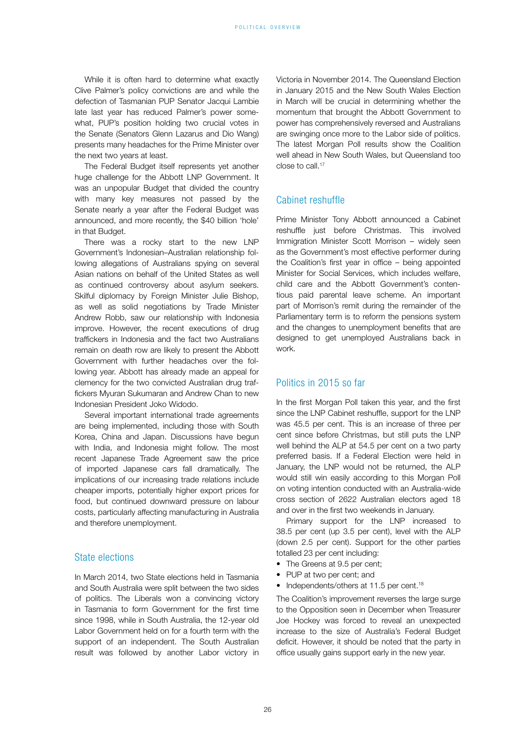While it is often hard to determine what exactly Clive Palmer's policy convictions are and while the defection of Tasmanian PUP Senator Jacqui Lambie late last year has reduced Palmer's power somewhat, PUP's position holding two crucial votes in the Senate (Senators Glenn Lazarus and Dio Wang) presents many headaches for the Prime Minister over the next two years at least.

The Federal Budget itself represents yet another huge challenge for the Abbott LNP Government. It was an unpopular Budget that divided the country with many key measures not passed by the Senate nearly a year after the Federal Budget was announced, and more recently, the $40 billion 'hole' in that Budget.

There was a rocky start to the new LNP Government's Indonesian–Australian relationship following allegations of Australians spying on several Asian nations on behalf of the United States as well as continued controversy about asylum seekers. Skilful diplomacy by Foreign Minister Julie Bishop, as well as solid negotiations by Trade Minister Andrew Robb, saw our relationship with Indonesia improve. However, the recent executions of drug traffickers in Indonesia and the fact two Australians remain on death row are likely to present the Abbott Government with further headaches over the following year. Abbott has already made an appeal for clemency for the two convicted Australian drug traffickers Myuran Sukumaran and Andrew Chan to new Indonesian President Joko Widodo.

Several important international trade agreements are being implemented, including those with South Korea, China and Japan. Discussions have begun with India, and Indonesia might follow. The most recent Japanese Trade Agreement saw the price of imported Japanese cars fall dramatically. The implications of our increasing trade relations include cheaper imports, potentially higher export prices for food, but continued downward pressure on labour costs, particularly affecting manufacturing in Australia and therefore unemployment.

## State elections

In March 2014, two State elections held in Tasmania and South Australia were split between the two sides of politics. The Liberals won a convincing victory in Tasmania to form Government for the first time since 1998, while in South Australia, the 12-year old Labor Government held on for a fourth term with the support of an independent. The South Australian result was followed by another Labor victory in Victoria in November 2014. The Queensland Election in January 2015 and the New South Wales Election in March will be crucial in determining whether the momentum that brought the Abbott Government to power has comprehensively reversed and Australians are swinging once more to the Labor side of politics. The latest Morgan Poll results show the Coalition well ahead in New South Wales, but Queensland too close to call.[17]

## Cabinet reshuffle

Prime Minister Tony Abbott announced a Cabinet reshuffle just before Christmas. This involved Immigration Minister Scott Morrison – widely seen as the Government's most effective performer during the Coalition's first year in office – being appointed Minister for Social Services, which includes welfare, child care and the Abbott Government's contentious paid parental leave scheme. An important part of Morrison's remit during the remainder of the Parliamentary term is to reform the pensions system and the changes to unemployment benefits that are designed to get unemployed Australians back in work.

## Politics in 2015 so far

In the first Morgan Poll taken this year, and the first since the LNP Cabinet reshuffle, support for the LNP was 45.5 per cent. This is an increase of three per cent since before Christmas, but still puts the LNP well behind the ALP at 54.5 per cent on a two party preferred basis. If a Federal Election were held in January, the LNP would not be returned, the ALP would still win easily according to this Morgan Poll on voting intention conducted with an Australia-wide cross section of 2622 Australian electors aged 18 and over in the first two weekends in January.

Primary support for the LNP increased to 38.5 per cent (up 3.5 per cent), level with the ALP (down 2.5 per cent). Support for the other parties totalled 23 per cent including:

- The Greens at 9.5 per cent;
- PUP at two per cent; and
- Independents/others at 11.5 per cent.[18]

The Coalition's improvement reverses the large surge to the Opposition seen in December when Treasurer Joe Hockey was forced to reveal an unexpected increase to the size of Australia's Federal Budget deficit. However, it should be noted that the party in office usually gains support early in the new year.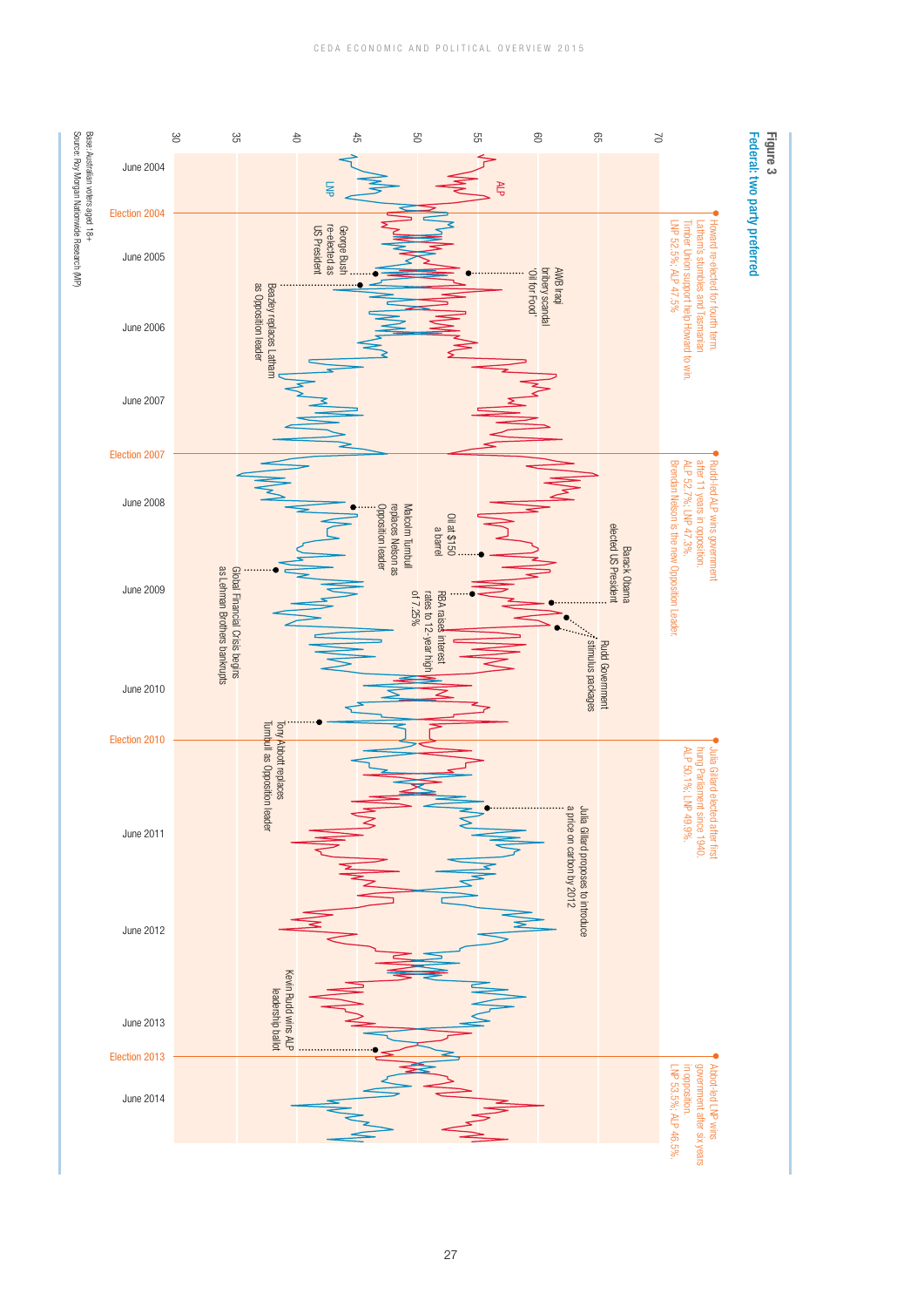## Figure 3
### Federal: two party preferred

LNP

ALP

June 2004

Election 2004

Howard re-elected for fourth term. Latham's stumbles and Tasmanian Timber Union support help Howard to win. LNP 52.5%; ALP 47.5%

June 2005

George Bush re-elected as US President

AWB Iraqi bribery scandal 'Oil for Food'

Beazley replaces Latham as Opposition leader

June 2006

June 2007

Election 2007

Rudd-led ALP wins government after 11 years in opposition. ALP 52.7%; LNP 47.3%. Brendan Nelson is the new Opposition Leader.

June 2008

Malcolm Turnbull replaces Nelson as Opposition leader

Oil at $150 a barrel

Barack Obama elected US President

Global Financial Crisis begins as Lehman Brothers bankrupts

June 2009

RBA raises interest rates to 12-year high of 7.25%

Rudd Government stimulus packages

June 2010

Tony Abbott replaces Turnbull as Opposition leader

Election 2010

Julia Gillard elected after first hung Parliament since 1940. ALP 50.1%; LNP 49.9%.

Julia Gillard proposes to introduce a price on carbon by 2012

June 2011

June 2012

Kevin Rudd wins ALP leadership ballot

June 2013

Election 2013

Abbott-led LNP wins government after six years in opposition. LNP 53.5%; ALP 46.5%.

June 2014

30, 35, 40, 45, 50, 55, 60, 65, 70

Base: Australian voters aged 18+
Source: Roy Morgan Nationwide Research (MP)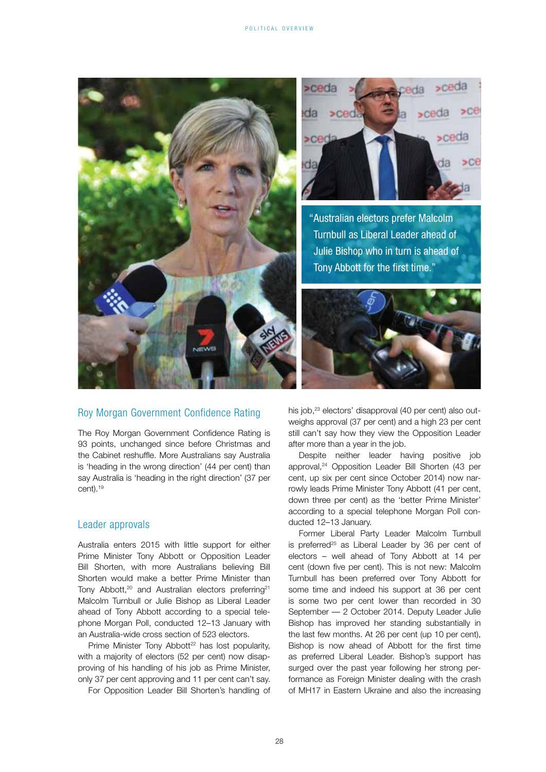"Australian electors prefer Malcolm Turnbull as Liberal Leader ahead of Julie Bishop who in turn is ahead of Tony Abbott for the first time."

## Roy Morgan Government Confidence Rating

The Roy Morgan Government Confidence Rating is 93 points, unchanged since before Christmas and the Cabinet reshuffle. More Australians say Australia is 'heading in the wrong direction' (44 per cent) than say Australia is 'heading in the right direction' (37 per cent).[19]

## Leader approvals

Australia enters 2015 with little support for either Prime Minister Tony Abbott or Opposition Leader Bill Shorten, with more Australians believing Bill Shorten would make a better Prime Minister than Tony Abbott,[20] and Australian electors preferring[21] Malcolm Turnbull or Julie Bishop as Liberal Leader ahead of Tony Abbott according to a special telephone Morgan Poll, conducted 12–13 January with an Australia-wide cross section of 523 electors.

Prime Minister Tony Abbott[22] has lost popularity, with a majority of electors (52 per cent) now disapproving of his handling of his job as Prime Minister, only 37 per cent approving and 11 per cent can't say.

For Opposition Leader Bill Shorten's handling of his job,[23] electors' disapproval (40 per cent) also outweighs approval (37 per cent) and a high 23 per cent still can't say how they view the Opposition Leader after more than a year in the job.

Despite neither leader having positive job approval,[24] Opposition Leader Bill Shorten (43 per cent, up six per cent since October 2014) now narrowly leads Prime Minister Tony Abbott (41 per cent, down three per cent) as the 'better Prime Minister' according to a special telephone Morgan Poll conducted 12–13 January.

Former Liberal Party Leader Malcolm Turnbull is preferred[25] as Liberal Leader by 36 per cent of electors – well ahead of Tony Abbott at 14 per cent (down five per cent). This is not new: Malcolm Turnbull has been preferred over Tony Abbott for some time and indeed his support at 36 per cent is some two per cent lower than recorded in 30 September — 2 October 2014. Deputy Leader Julie Bishop has improved her standing substantially in the last few months. At 26 per cent (up 10 per cent), Bishop is now ahead of Abbott for the first time as preferred Liberal Leader. Bishop's support has surged over the past year following her strong performance as Foreign Minister dealing with the crash of MH17 in Eastern Ukraine and also the increasing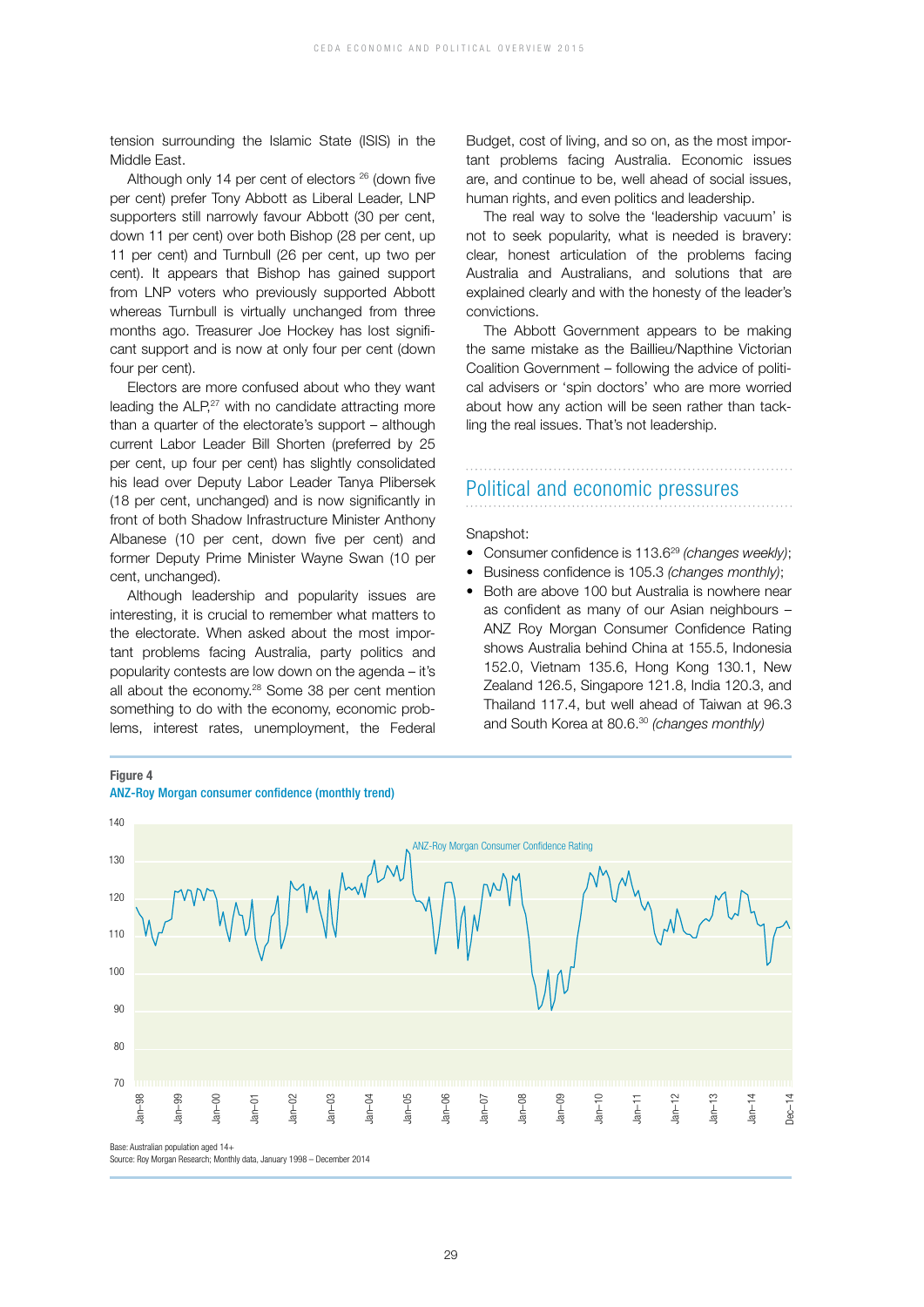tension surrounding the Islamic State (ISIS) in the Middle East.

Although only 14 per cent of electors [26] (down five per cent) prefer Tony Abbott as Liberal Leader, LNP supporters still narrowly favour Abbott (30 per cent, down 11 per cent) over both Bishop (28 per cent, up 11 per cent) and Turnbull (26 per cent, up two per cent). It appears that Bishop has gained support from LNP voters who previously supported Abbott whereas Turnbull is virtually unchanged from three months ago. Treasurer Joe Hockey has lost significant support and is now at only four per cent (down four per cent).

Electors are more confused about who they want leading the ALP,[27] with no candidate attracting more than a quarter of the electorate's support – although current Labor Leader Bill Shorten (preferred by 25 per cent, up four per cent) has slightly consolidated his lead over Deputy Labor Leader Tanya Plibersek (18 per cent, unchanged) and is now significantly in front of both Shadow Infrastructure Minister Anthony Albanese (10 per cent, down five per cent) and former Deputy Prime Minister Wayne Swan (10 per cent, unchanged).

Although leadership and popularity issues are interesting, it is crucial to remember what matters to the electorate. When asked about the most important problems facing Australia, party politics and popularity contests are low down on the agenda – it's all about the economy.[28] Some 38 per cent mention something to do with the economy, economic problems, interest rates, unemployment, the Federal Budget, cost of living, and so on, as the most important problems facing Australia. Economic issues are, and continue to be, well ahead of social issues, human rights, and even politics and leadership.

The real way to solve the 'leadership vacuum' is not to seek popularity, what is needed is bravery: clear, honest articulation of the problems facing Australia and Australians, and solutions that are explained clearly and with the honesty of the leader's convictions.

The Abbott Government appears to be making the same mistake as the Baillieu/Napthine Victorian Coalition Government – following the advice of political advisers or 'spin doctors' who are more worried about how any action will be seen rather than tackling the real issues. That's not leadership.

## Political and economic pressures

Snapshot:

- Consumer confidence is 113.6[29] *(changes weekly)*;
- Business confidence is 105.3 *(changes monthly)*;
- Both are above 100 but Australia is nowhere near as confident as many of our Asian neighbours – ANZ Roy Morgan Consumer Confidence Rating shows Australia behind China at 155.5, Indonesia 152.0, Vietnam 135.6, Hong Kong 130.1, New Zealand 126.5, Singapore 121.8, India 120.3, and Thailand 117.4, but well ahead of Taiwan at 96.3 and South Korea at 80.6.[30] *(changes monthly)*

**Figure 4**

**ANZ-Roy Morgan consumer confidence (monthly trend)**

Base: Australian population aged 14+

Source: Roy Morgan Research; Monthly data, January 1998 – December 2014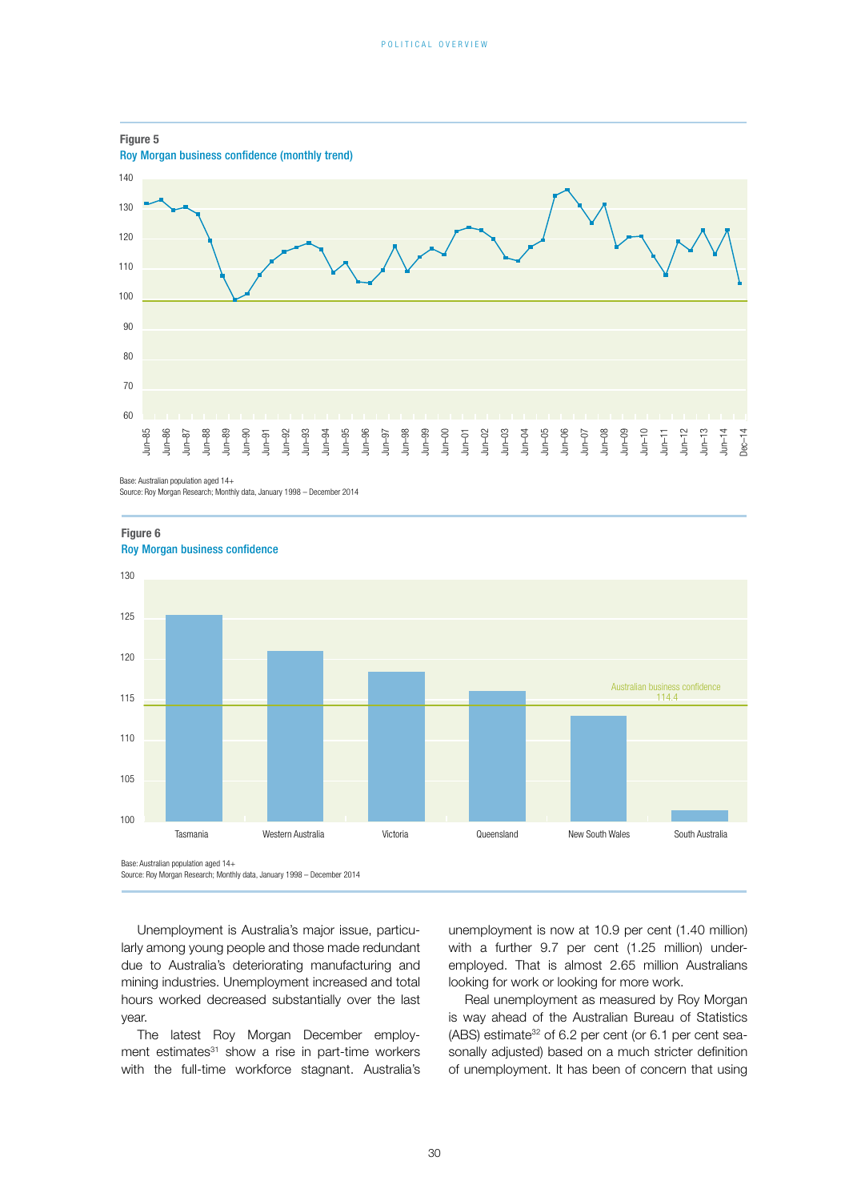**Figure 5**

**Roy Morgan business confidence (monthly trend)**

Base: Australian population aged 14+
Source: Roy Morgan Research; Monthly data, January 1998 – December 2014

**Figure 6**

**Roy Morgan business confidence**

Base: Australian population aged 14+
Source: Roy Morgan Research; Monthly data, January 1998 – December 2014

Unemployment is Australia's major issue, particularly among young people and those made redundant due to Australia's deteriorating manufacturing and mining industries. Unemployment increased and total hours worked decreased substantially over the last year.

The latest Roy Morgan December employment estimates[31] show a rise in part-time workers with the full-time workforce stagnant. Australia's unemployment is now at 10.9 per cent (1.40 million) with a further 9.7 per cent (1.25 million) under-employed. That is almost 2.65 million Australians looking for work or looking for more work.

Real unemployment as measured by Roy Morgan is way ahead of the Australian Bureau of Statistics (ABS) estimate[32] of 6.2 per cent (or 6.1 per cent seasonally adjusted) based on a much stricter definition of unemployment. It has been of concern that using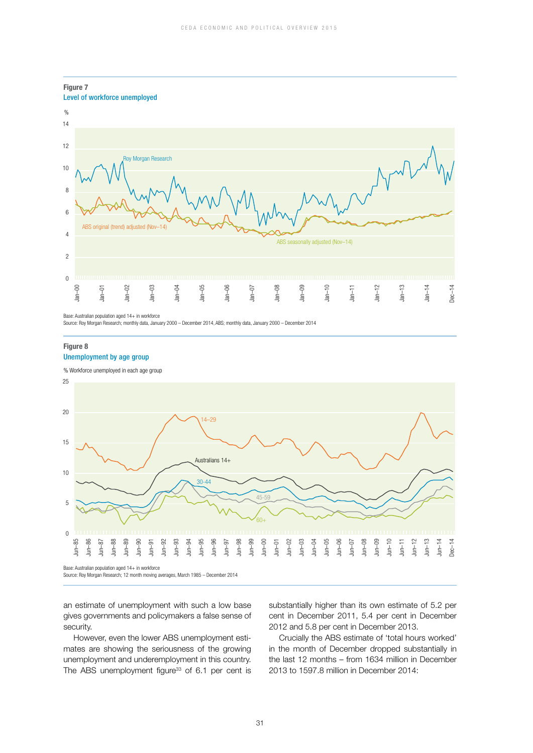**Figure 7**
**Level of workforce unemployed**

Base: Australian population aged 14+ in workforce
Source: Roy Morgan Research; monthly data, January 2000 – December 2014, ABS; monthly data, January 2000 – December 2014

**Figure 8**
**Unemployment by age group**

Base: Australian population aged 14+ in workforce
Source: Roy Morgan Research; 12 month moving averages, March 1985 – December 2014

an estimate of unemployment with such a low base gives governments and policymakers a false sense of security.

However, even the lower ABS unemployment estimates are showing the seriousness of the growing unemployment and underemployment in this country. The ABS unemployment figure[33] of 6.1 per cent is substantially higher than its own estimate of 5.2 per cent in December 2011, 5.4 per cent in December 2012 and 5.8 per cent in December 2013.

Crucially the ABS estimate of 'total hours worked' in the month of December dropped substantially in the last 12 months – from 1634 million in December 2013 to 1597.8 million in December 2014: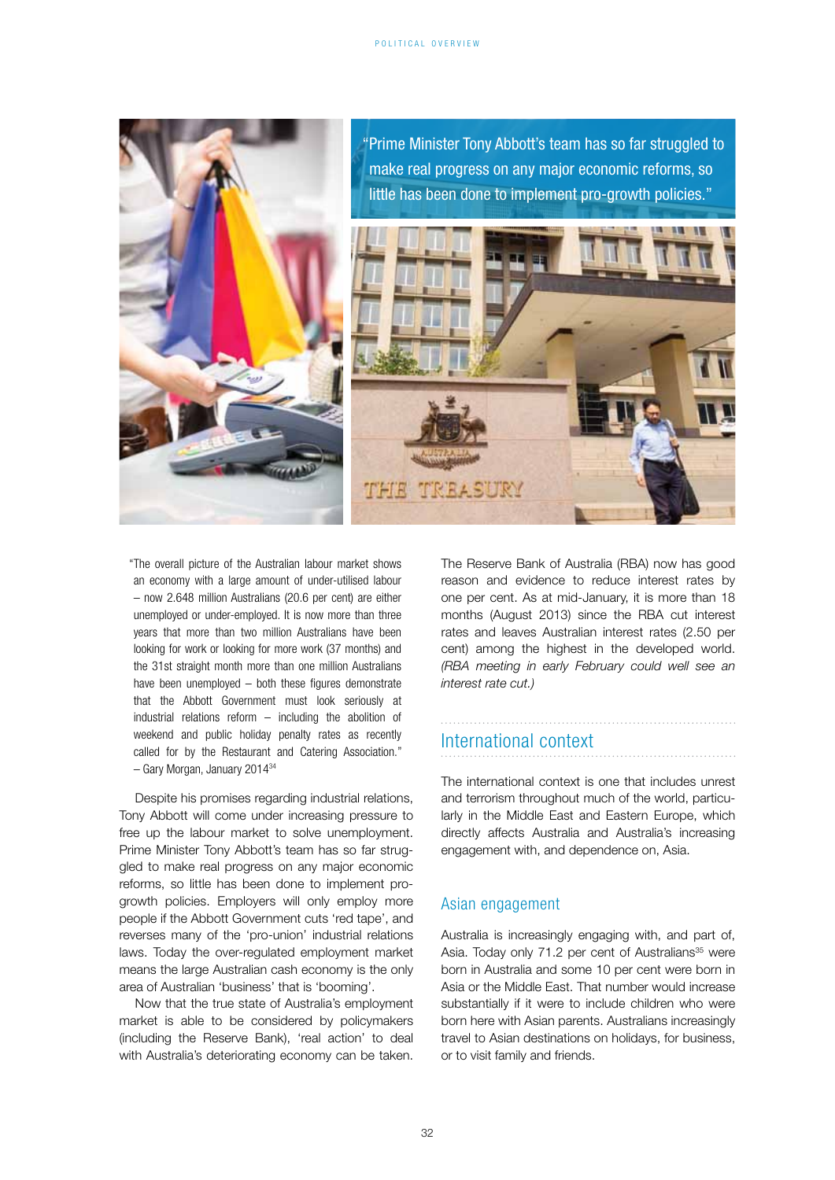"Prime Minister Tony Abbott's team has so far struggled to make real progress on any major economic reforms, so little has been done to implement pro-growth policies."

"The overall picture of the Australian labour market shows an economy with a large amount of under-utilised labour – now 2.648 million Australians (20.6 per cent) are either unemployed or under-employed. It is now more than three years that more than two million Australians have been looking for work or looking for more work (37 months) and the 31st straight month more than one million Australians have been unemployed – both these figures demonstrate that the Abbott Government must look seriously at industrial relations reform – including the abolition of weekend and public holiday penalty rates as recently called for by the Restaurant and Catering Association."
– Gary Morgan, January 2014[34]

Despite his promises regarding industrial relations, Tony Abbott will come under increasing pressure to free up the labour market to solve unemployment. Prime Minister Tony Abbott's team has so far struggled to make real progress on any major economic reforms, so little has been done to implement pro-growth policies. Employers will only employ more people if the Abbott Government cuts 'red tape', and reverses many of the 'pro-union' industrial relations laws. Today the over-regulated employment market means the large Australian cash economy is the only area of Australian 'business' that is 'booming'.

Now that the true state of Australia's employment market is able to be considered by policymakers (including the Reserve Bank), 'real action' to deal with Australia's deteriorating economy can be taken.

The Reserve Bank of Australia (RBA) now has good reason and evidence to reduce interest rates by one per cent. As at mid-January, it is more than 18 months (August 2013) since the RBA cut interest rates and leaves Australian interest rates (2.50 per cent) among the highest in the developed world. *(RBA meeting in early February could well see an interest rate cut.)*

## International context

The international context is one that includes unrest and terrorism throughout much of the world, particularly in the Middle East and Eastern Europe, which directly affects Australia and Australia's increasing engagement with, and dependence on, Asia.

### Asian engagement

Australia is increasingly engaging with, and part of, Asia. Today only 71.2 per cent of Australians[35] were born in Australia and some 10 per cent were born in Asia or the Middle East. That number would increase substantially if it were to include children who were born here with Asian parents. Australians increasingly travel to Asian destinations on holidays, for business, or to visit family and friends.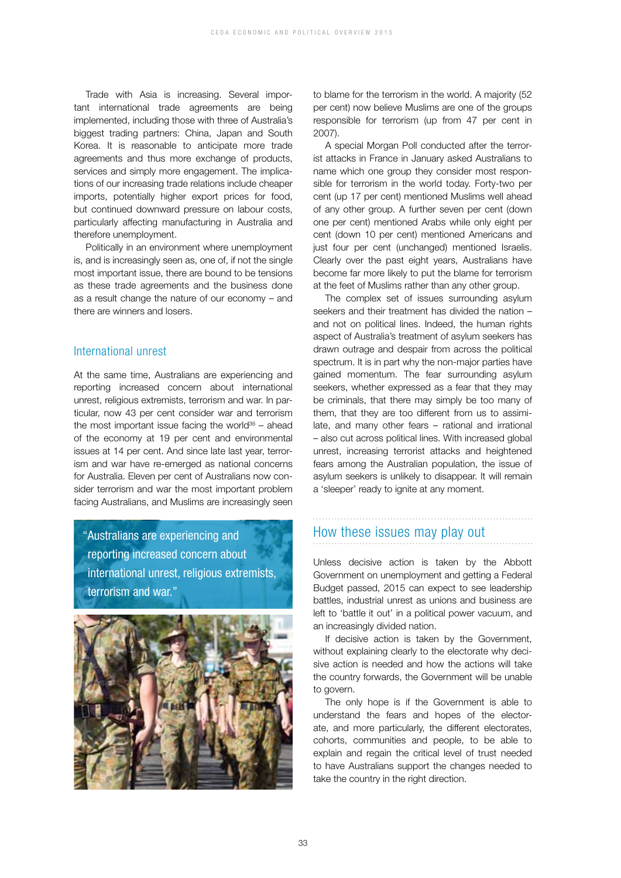Trade with Asia is increasing. Several important international trade agreements are being implemented, including those with three of Australia's biggest trading partners: China, Japan and South Korea. It is reasonable to anticipate more trade agreements and thus more exchange of products, services and simply more engagement. The implications of our increasing trade relations include cheaper imports, potentially higher export prices for food, but continued downward pressure on labour costs, particularly affecting manufacturing in Australia and therefore unemployment.

Politically in an environment where unemployment is, and is increasingly seen as, one of, if not the single most important issue, there are bound to be tensions as these trade agreements and the business done as a result change the nature of our economy – and there are winners and losers.

## International unrest

At the same time, Australians are experiencing and reporting increased concern about international unrest, religious extremists, terrorism and war. In particular, now 43 per cent consider war and terrorism the most important issue facing the world[36] – ahead of the economy at 19 per cent and environmental issues at 14 per cent. And since late last year, terrorism and war have re-emerged as national concerns for Australia. Eleven per cent of Australians now consider terrorism and war the most important problem facing Australians, and Muslims are increasingly seen to blame for the terrorism in the world. A majority (52 per cent) now believe Muslims are one of the groups responsible for terrorism (up from 47 per cent in 2007).

> "Australians are experiencing and reporting increased concern about international unrest, religious extremists, terrorism and war."

A special Morgan Poll conducted after the terrorist attacks in France in January asked Australians to name which one group they consider most responsible for terrorism in the world today. Forty-two per cent (up 17 per cent) mentioned Muslims well ahead of any other group. A further seven per cent (down one per cent) mentioned Arabs while only eight per cent (down 10 per cent) mentioned Americans and just four per cent (unchanged) mentioned Israelis. Clearly over the past eight years, Australians have become far more likely to put the blame for terrorism at the feet of Muslims rather than any other group.

The complex set of issues surrounding asylum seekers and their treatment has divided the nation – and not on political lines. Indeed, the human rights aspect of Australia's treatment of asylum seekers has drawn outrage and despair from across the political spectrum. It is in part why the non-major parties have gained momentum. The fear surrounding asylum seekers, whether expressed as a fear that they may be criminals, that there may simply be too many of them, that they are too different from us to assimilate, and many other fears – rational and irrational – also cut across political lines. With increased global unrest, increasing terrorist attacks and heightened fears among the Australian population, the issue of asylum seekers is unlikely to disappear. It will remain a 'sleeper' ready to ignite at any moment.

## How these issues may play out

Unless decisive action is taken by the Abbott Government on unemployment and getting a Federal Budget passed, 2015 can expect to see leadership battles, industrial unrest as unions and business are left to 'battle it out' in a political power vacuum, and an increasingly divided nation.

If decisive action is taken by the Government, without explaining clearly to the electorate why decisive action is needed and how the actions will take the country forwards, the Government will be unable to govern.

The only hope is if the Government is able to understand the fears and hopes of the electorate, and more particularly, the different electorates, cohorts, communities and people, to be able to explain and regain the critical level of trust needed to have Australians support the changes needed to take the country in the right direction.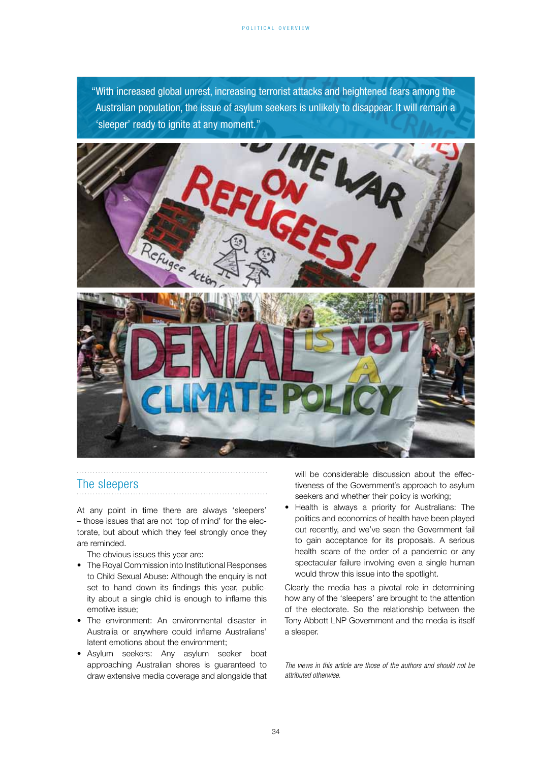> "With increased global unrest, increasing terrorist attacks and heightened fears among the Australian population, the issue of asylum seekers is unlikely to disappear. It will remain a 'sleeper' ready to ignite at any moment."

## The sleepers

At any point in time there are always 'sleepers' – those issues that are not 'top of mind' for the electorate, but about which they feel strongly once they are reminded.

The obvious issues this year are:

- The Royal Commission into Institutional Responses to Child Sexual Abuse: Although the enquiry is not set to hand down its findings this year, publicity about a single child is enough to inflame this emotive issue;
- The environment: An environmental disaster in Australia or anywhere could inflame Australians' latent emotions about the environment;
- Asylum seekers: Any asylum seeker boat approaching Australian shores is guaranteed to draw extensive media coverage and alongside that will be considerable discussion about the effectiveness of the Government's approach to asylum seekers and whether their policy is working;
- Health is always a priority for Australians: The politics and economics of health have been played out recently, and we've seen the Government fail to gain acceptance for its proposals. A serious health scare of the order of a pandemic or any spectacular failure involving even a single human would throw this issue into the spotlight.

Clearly the media has a pivotal role in determining how any of the 'sleepers' are brought to the attention of the electorate. So the relationship between the Tony Abbott LNP Government and the media is itself a sleeper.

*The views in this article are those of the authors and should not be attributed otherwise.*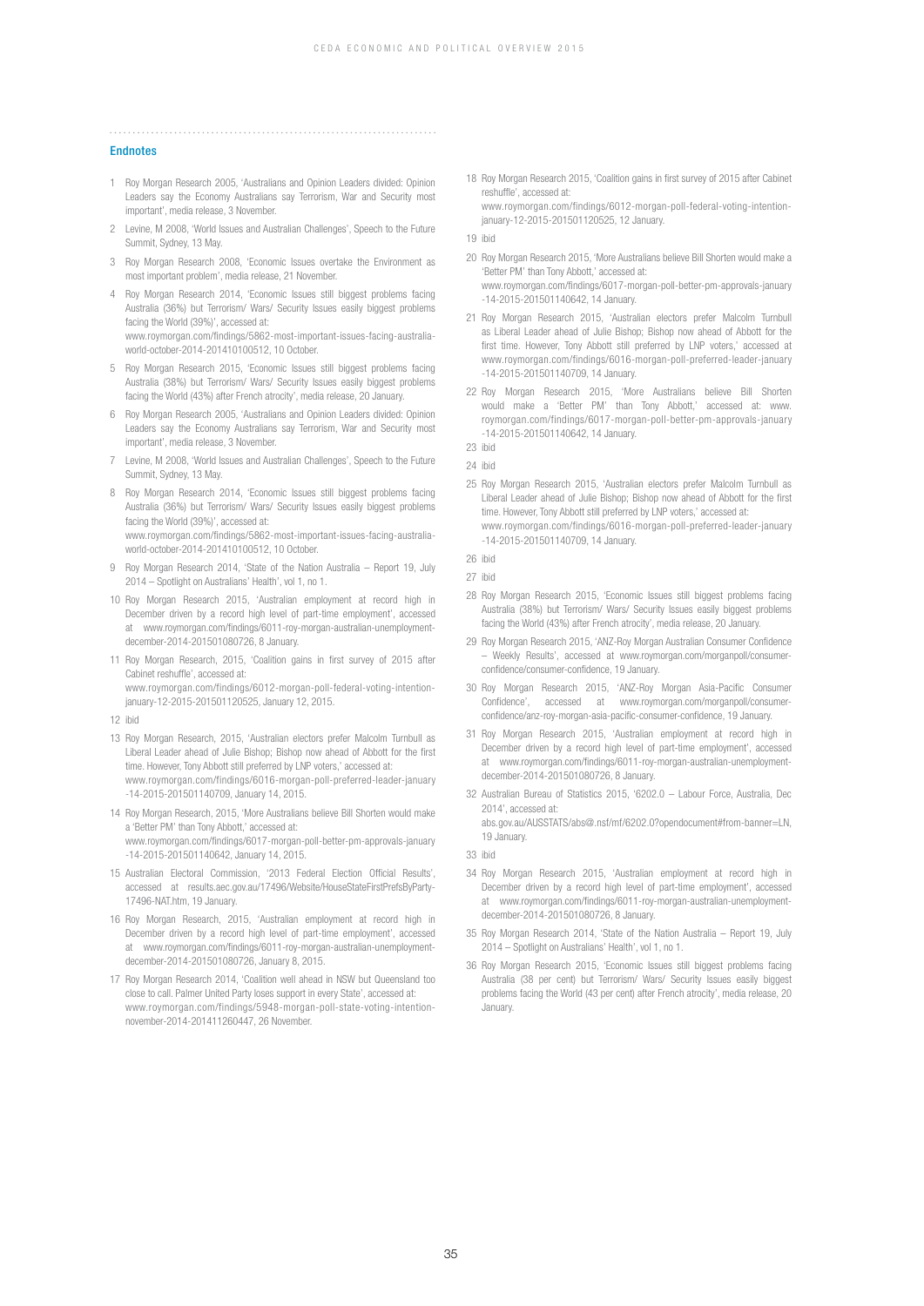## Endnotes

1 Roy Morgan Research 2005, 'Australians and Opinion Leaders divided: Opinion Leaders say the Economy Australians say Terrorism, War and Security most important', media release, 3 November.

2 Levine, M 2008, 'World Issues and Australian Challenges', Speech to the Future Summit, Sydney, 13 May.

3 Roy Morgan Research 2008, 'Economic Issues overtake the Environment as most important problem', media release, 21 November.

4 Roy Morgan Research 2014, 'Economic Issues still biggest problems facing Australia (36%) but Terrorism/ Wars/ Security Issues easily biggest problems facing the World (39%)', accessed at: www.roymorgan.com/findings/5862-most-important-issues-facing-australia-world-october-2014-201410100512, 10 October.

5 Roy Morgan Research 2015, 'Economic Issues still biggest problems facing Australia (38%) but Terrorism/ Wars/ Security Issues easily biggest problems facing the World (43%) after French atrocity', media release, 20 January.

6 Roy Morgan Research 2005, 'Australians and Opinion Leaders divided: Opinion Leaders say the Economy Australians say Terrorism, War and Security most important', media release, 3 November.

7 Levine, M 2008, 'World Issues and Australian Challenges', Speech to the Future Summit, Sydney, 13 May.

8 Roy Morgan Research 2014, 'Economic Issues still biggest problems facing Australia (36%) but Terrorism/ Wars/ Security Issues easily biggest problems facing the World (39%)', accessed at: www.roymorgan.com/findings/5862-most-important-issues-facing-australia-world-october-2014-201410100512, 10 October.

9 Roy Morgan Research 2014, 'State of the Nation Australia – Report 19, July 2014 – Spotlight on Australians' Health', vol 1, no 1.

10 Roy Morgan Research 2015, 'Australian employment at record high in December driven by a record high level of part-time employment', accessed at www.roymorgan.com/findings/6011-roy-morgan-australian-unemployment-december-2014-201501080726, 8 January.

11 Roy Morgan Research, 2015, 'Coalition gains in first survey of 2015 after Cabinet reshuffle', accessed at: www.roymorgan.com/findings/6012-morgan-poll-federal-voting-intention-january-12-2015-201501120525, January 12, 2015.

12 ibid

13 Roy Morgan Research, 2015, 'Australian electors prefer Malcolm Turnbull as Liberal Leader ahead of Julie Bishop; Bishop now ahead of Abbott for the first time. However, Tony Abbott still preferred by LNP voters,' accessed at: www.roymorgan.com/findings/6016-morgan-poll-preferred-leader-january-14-2015-201501140709, January 14, 2015.

14 Roy Morgan Research, 2015, 'More Australians believe Bill Shorten would make a 'Better PM' than Tony Abbott,' accessed at: www.roymorgan.com/findings/6017-morgan-poll-better-pm-approvals-january-14-2015-201501140642, January 14, 2015.

15 Australian Electoral Commission, '2013 Federal Election Official Results', accessed at results.aec.gov.au/17496/Website/HouseStateFirstPrefsByParty-17496-NAT.htm, 19 January.

16 Roy Morgan Research, 2015, 'Australian employment at record high in December driven by a record high level of part-time employment', accessed at www.roymorgan.com/findings/6011-roy-morgan-australian-unemployment-december-2014-201501080726, January 8, 2015.

17 Roy Morgan Research 2014, 'Coalition well ahead in NSW but Queensland too close to call. Palmer United Party loses support in every State', accessed at: www.roymorgan.com/findings/5948-morgan-poll-state-voting-intention-november-2014-201411260447, 26 November.

18 Roy Morgan Research 2015, 'Coalition gains in first survey of 2015 after Cabinet reshuffle', accessed at: www.roymorgan.com/findings/6012-morgan-poll-federal-voting-intention-january-12-2015-201501120525, 12 January.

19 ibid

20 Roy Morgan Research 2015, 'More Australians believe Bill Shorten would make a 'Better PM' than Tony Abbott,' accessed at: www.roymorgan.com/findings/6017-morgan-poll-better-pm-approvals-january-14-2015-201501140642, 14 January.

21 Roy Morgan Research 2015, 'Australian electors prefer Malcolm Turnbull as Liberal Leader ahead of Julie Bishop; Bishop now ahead of Abbott for the first time. However, Tony Abbott still preferred by LNP voters,' accessed at www.roymorgan.com/findings/6016-morgan-poll-preferred-leader-january-14-2015-201501140709, 14 January.

22 Roy Morgan Research 2015, 'More Australians believe Bill Shorten would make a 'Better PM' than Tony Abbott,' accessed at: www.roymorgan.com/findings/6017-morgan-poll-better-pm-approvals-january-14-2015-201501140642, 14 January.

23 ibid

24 ibid

25 Roy Morgan Research 2015, 'Australian electors prefer Malcolm Turnbull as Liberal Leader ahead of Julie Bishop; Bishop now ahead of Abbott for the first time. However, Tony Abbott still preferred by LNP voters,' accessed at: www.roymorgan.com/findings/6016-morgan-poll-preferred-leader-january-14-2015-201501140709, 14 January.

26 ibid

27 ibid

28 Roy Morgan Research 2015, 'Economic Issues still biggest problems facing Australia (38%) but Terrorism/ Wars/ Security Issues easily biggest problems facing the World (43%) after French atrocity', media release, 20 January.

29 Roy Morgan Research 2015, 'ANZ-Roy Morgan Australian Consumer Confidence – Weekly Results', accessed at www.roymorgan.com/morganpoll/consumer-confidence/consumer-confidence, 19 January.

30 Roy Morgan Research 2015, 'ANZ-Roy Morgan Asia-Pacific Consumer Confidence', accessed at www.roymorgan.com/morganpoll/consumer-confidence/anz-roy-morgan-asia-pacific-consumer-confidence, 19 January.

31 Roy Morgan Research 2015, 'Australian employment at record high in December driven by a record high level of part-time employment', accessed at www.roymorgan.com/findings/6011-roy-morgan-australian-unemployment-december-2014-201501080726, 8 January.

32 Australian Bureau of Statistics 2015, '6202.0 – Labour Force, Australia, Dec 2014', accessed at: abs.gov.au/AUSSTATS/abs@.nsf/mf/6202.0?opendocument#from-banner=LN, 19 January.

33 ibid

34 Roy Morgan Research 2015, 'Australian employment at record high in December driven by a record high level of part-time employment', accessed at www.roymorgan.com/findings/6011-roy-morgan-australian-unemployment-december-2014-201501080726, 8 January.

35 Roy Morgan Research 2014, 'State of the Nation Australia – Report 19, July 2014 – Spotlight on Australians' Health', vol 1, no 1.

36 Roy Morgan Research 2015, 'Economic Issues still biggest problems facing Australia (38 per cent) but Terrorism/ Wars/ Security Issues easily biggest problems facing the World (43 per cent) after French atrocity', media release, 20 January.